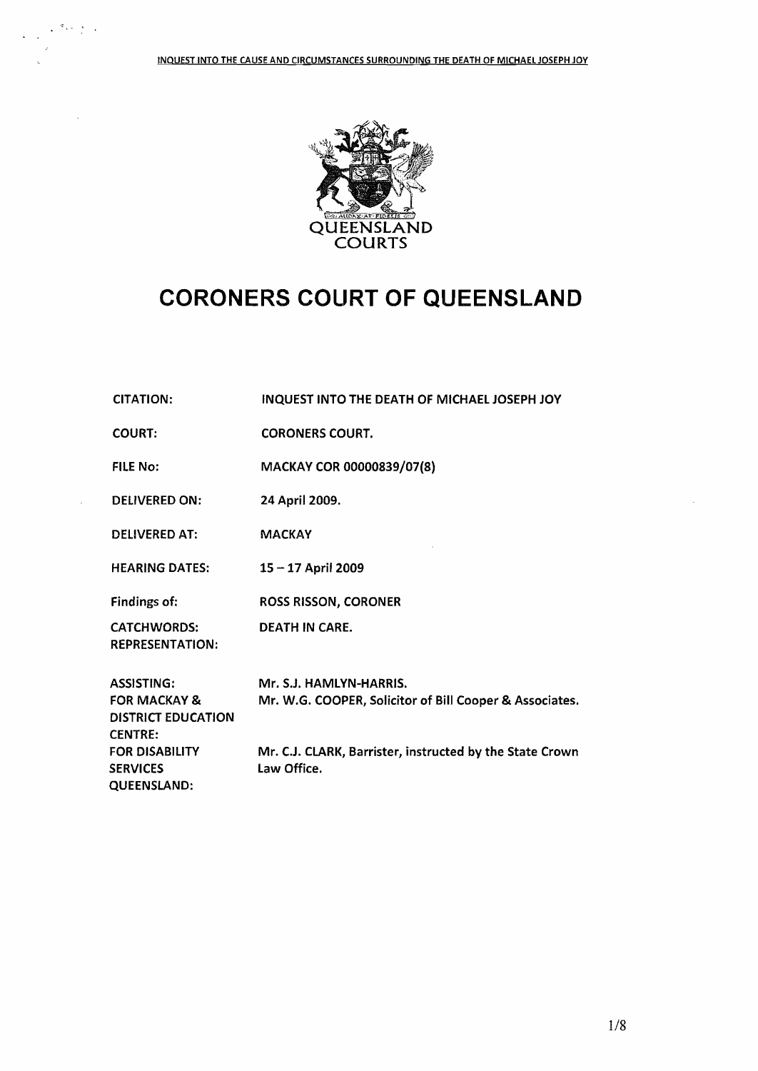QUEENSLAND COURTS

# CORONERS COURT OF QUEENSLAND

| | |
|---|---|
| CITATION: | INQUEST INTO THE DEATH OF MICHAEL JOSEPH JOY |
| COURT: | CORONERS COURT. |
| FILE No: | MACKAY COR 00000839/07(8) |
| DELIVERED ON: | 24 April 2009. |
| DELIVERED AT: | MACKAY |
| HEARING DATES: | 15 – 17 April 2009 |
| Findings of: | ROSS RISSON, CORONER |
| CATCHWORDS: | DEATH IN CARE. |
| REPRESENTATION: | |
| ASSISTING: | Mr. S.J. HAMLYN-HARRIS. |
| FOR MACKAY & DISTRICT EDUCATION CENTRE: | Mr. W.G. COOPER, Solicitor of Bill Cooper & Associates. |
| FOR DISABILITY SERVICES QUEENSLAND: | Mr. C.J. CLARK, Barrister, instructed by the State Crown Law Office. |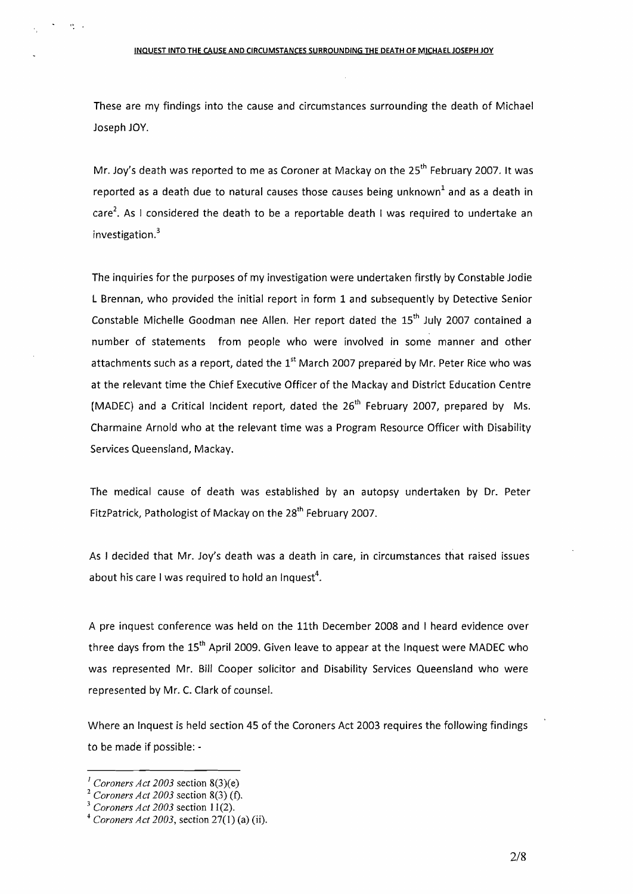These are my findings into the cause and circumstances surrounding the death of Michael Joseph JOY.

Mr. Joy's death was reported to me as Coroner at Mackay on the 25th February 2007. It was reported as a death due to natural causes those causes being unknown[1] and as a death in care[2]. As I considered the death to be a reportable death I was required to undertake an investigation.[3]

The inquiries for the purposes of my investigation were undertaken firstly by Constable Jodie L Brennan, who provided the initial report in form 1 and subsequently by Detective Senior Constable Michelle Goodman nee Allen. Her report dated the 15th July 2007 contained a number of statements from people who were involved in some manner and other attachments such as a report, dated the 1st March 2007 prepared by Mr. Peter Rice who was at the relevant time the Chief Executive Officer of the Mackay and District Education Centre (MADEC) and a Critical Incident report, dated the 26th February 2007, prepared by Ms. Charmaine Arnold who at the relevant time was a Program Resource Officer with Disability Services Queensland, Mackay.

The medical cause of death was established by an autopsy undertaken by Dr. Peter FitzPatrick, Pathologist of Mackay on the 28th February 2007.

As I decided that Mr. Joy's death was a death in care, in circumstances that raised issues about his care I was required to hold an Inquest[4].

A pre inquest conference was held on the 11th December 2008 and I heard evidence over three days from the 15th April 2009. Given leave to appear at the Inquest were MADEC who was represented Mr. Bill Cooper solicitor and Disability Services Queensland who were represented by Mr. C. Clark of counsel.

Where an Inquest is held section 45 of the Coroners Act 2003 requires the following findings to be made if possible: -

---

[1] *Coroners Act 2003* section 8(3)(e)

[2] *Coroners Act 2003* section 8(3) (f).

[3] *Coroners Act 2003* section 11(2).

[4] *Coroners Act 2003*, section 27(1) (a) (ii).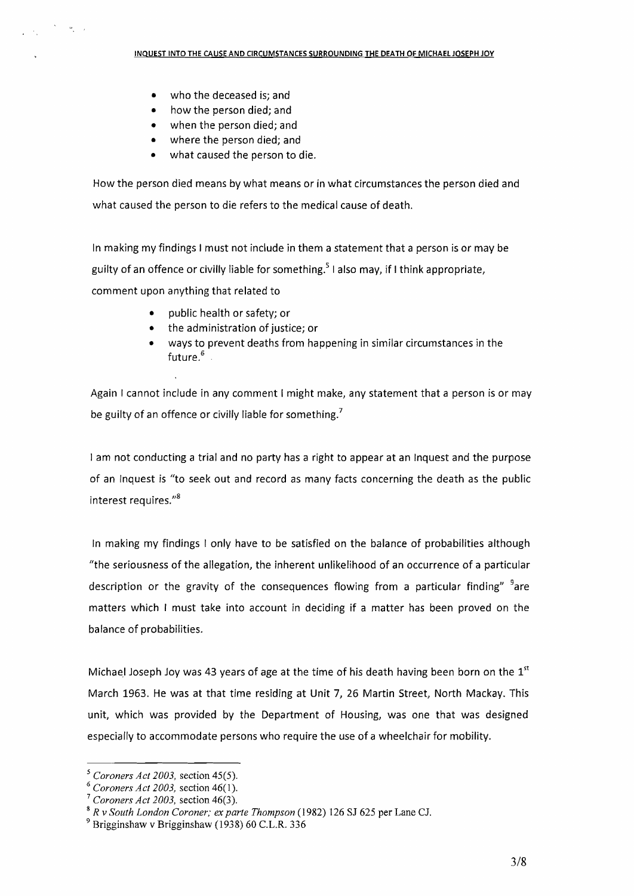- who the deceased is; and
- how the person died; and
- when the person died; and
- where the person died; and
- what caused the person to die.

How the person died means by what means or in what circumstances the person died and what caused the person to die refers to the medical cause of death.

In making my findings I must not include in them a statement that a person is or may be guilty of an offence or civilly liable for something.[5] I also may, if I think appropriate, comment upon anything that related to

- public health or safety; or
- the administration of justice; or
- ways to prevent deaths from happening in similar circumstances in the future.[6]

Again I cannot include in any comment I might make, any statement that a person is or may be guilty of an offence or civilly liable for something.[7]

I am not conducting a trial and no party has a right to appear at an Inquest and the purpose of an Inquest is "to seek out and record as many facts concerning the death as the public interest requires."[8]

In making my findings I only have to be satisfied on the balance of probabilities although "the seriousness of the allegation, the inherent unlikelihood of an occurrence of a particular description or the gravity of the consequences flowing from a particular finding" [9]are matters which I must take into account in deciding if a matter has been proved on the balance of probabilities.

Michael Joseph Joy was 43 years of age at the time of his death having been born on the 1st March 1963. He was at that time residing at Unit 7, 26 Martin Street, North Mackay. This unit, which was provided by the Department of Housing, was one that was designed especially to accommodate persons who require the use of a wheelchair for mobility.

---

[5] *Coroners Act 2003*, section 45(5).

[6] *Coroners Act 2003*, section 46(1).

[7] *Coroners Act 2003*, section 46(3).

[8] *R v South London Coroner; ex parte Thompson* (1982) 126 SJ 625 per Lane CJ.

[9] Brigginshaw v Brigginshaw (1938) 60 C.L.R. 336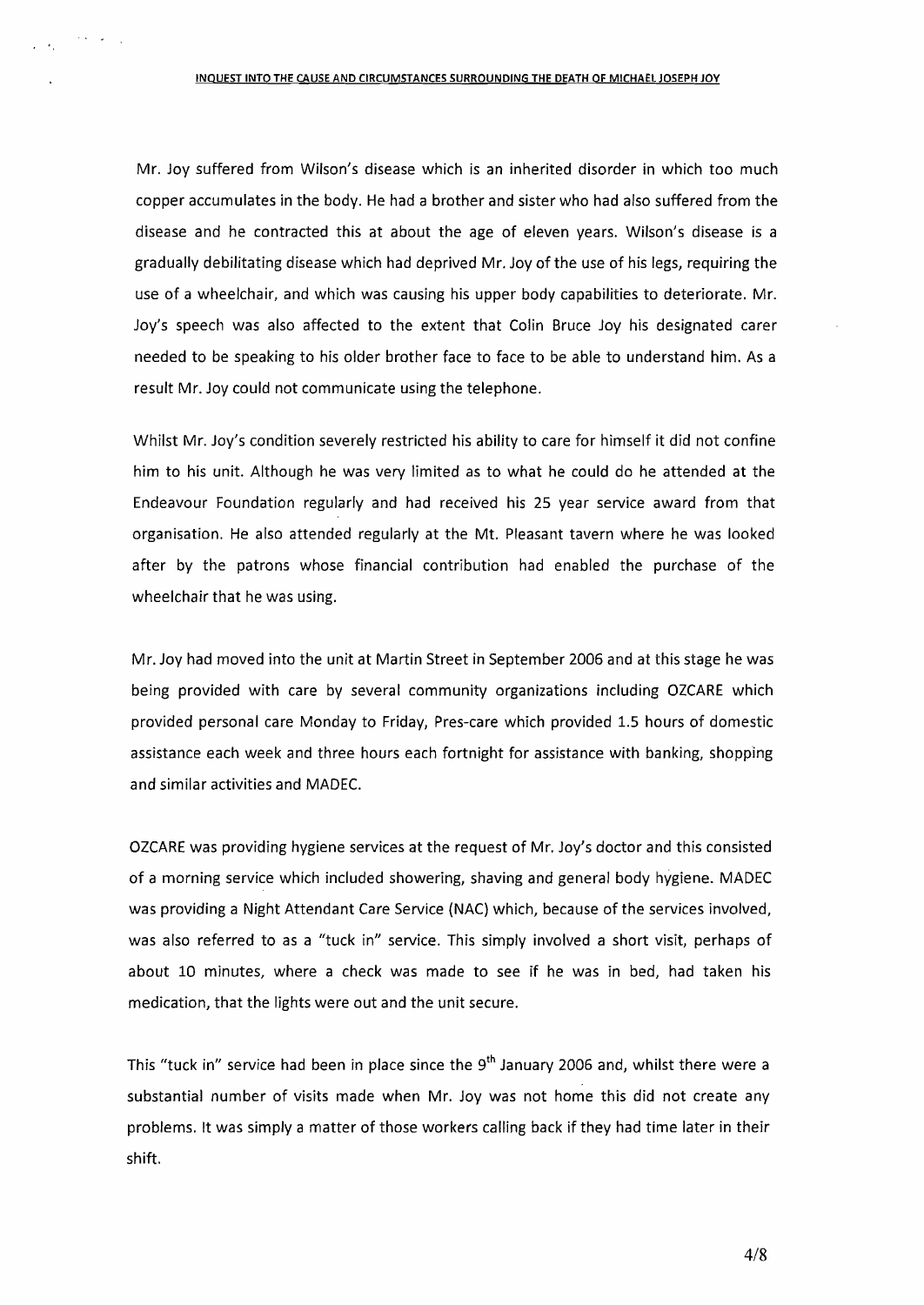Mr. Joy suffered from Wilson's disease which is an inherited disorder in which too much copper accumulates in the body. He had a brother and sister who had also suffered from the disease and he contracted this at about the age of eleven years. Wilson's disease is a gradually debilitating disease which had deprived Mr. Joy of the use of his legs, requiring the use of a wheelchair, and which was causing his upper body capabilities to deteriorate. Mr. Joy's speech was also affected to the extent that Colin Bruce Joy his designated carer needed to be speaking to his older brother face to face to be able to understand him. As a result Mr. Joy could not communicate using the telephone.

Whilst Mr. Joy's condition severely restricted his ability to care for himself it did not confine him to his unit. Although he was very limited as to what he could do he attended at the Endeavour Foundation regularly and had received his 25 year service award from that organisation. He also attended regularly at the Mt. Pleasant tavern where he was looked after by the patrons whose financial contribution had enabled the purchase of the wheelchair that he was using.

Mr. Joy had moved into the unit at Martin Street in September 2006 and at this stage he was being provided with care by several community organizations including OZCARE which provided personal care Monday to Friday, Pres-care which provided 1.5 hours of domestic assistance each week and three hours each fortnight for assistance with banking, shopping and similar activities and MADEC.

OZCARE was providing hygiene services at the request of Mr. Joy's doctor and this consisted of a morning service which included showering, shaving and general body hygiene. MADEC was providing a Night Attendant Care Service (NAC) which, because of the services involved, was also referred to as a "tuck in" service. This simply involved a short visit, perhaps of about 10 minutes, where a check was made to see if he was in bed, had taken his medication, that the lights were out and the unit secure.

This "tuck in" service had been in place since the 9th January 2006 and, whilst there were a substantial number of visits made when Mr. Joy was not home this did not create any problems. It was simply a matter of those workers calling back if they had time later in their shift.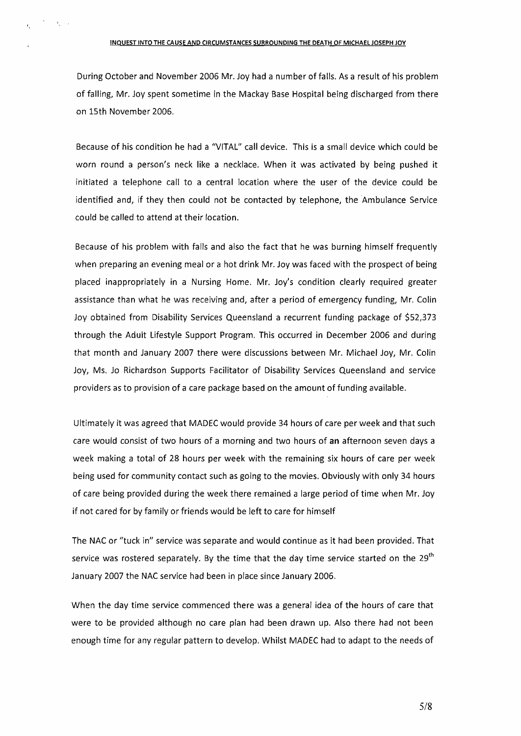During October and November 2006 Mr. Joy had a number of falls. As a result of his problem of falling, Mr. Joy spent sometime in the Mackay Base Hospital being discharged from there on 15th November 2006.

Because of his condition he had a "VITAL" call device. This is a small device which could be worn round a person's neck like a necklace. When it was activated by being pushed it initiated a telephone call to a central location where the user of the device could be identified and, if they then could not be contacted by telephone, the Ambulance Service could be called to attend at their location.

Because of his problem with falls and also the fact that he was burning himself frequently when preparing an evening meal or a hot drink Mr. Joy was faced with the prospect of being placed inappropriately in a Nursing Home. Mr. Joy's condition clearly required greater assistance than what he was receiving and, after a period of emergency funding, Mr. Colin Joy obtained from Disability Services Queensland a recurrent funding package of $52,373 through the Adult Lifestyle Support Program. This occurred in December 2006 and during that month and January 2007 there were discussions between Mr. Michael Joy, Mr. Colin Joy, Ms. Jo Richardson Supports Facilitator of Disability Services Queensland and service providers as to provision of a care package based on the amount of funding available.

Ultimately it was agreed that MADEC would provide 34 hours of care per week and that such care would consist of two hours of a morning and two hours of **an** afternoon seven days a week making a total of 28 hours per week with the remaining six hours of care per week being used for community contact such as going to the movies. Obviously with only 34 hours of care being provided during the week there remained a large period of time when Mr. Joy if not cared for by family or friends would be left to care for himself

The NAC or "tuck in" service was separate and would continue as it had been provided. That service was rostered separately. By the time that the day time service started on the 29th January 2007 the NAC service had been in place since January 2006.

When the day time service commenced there was a general idea of the hours of care that were to be provided although no care plan had been drawn up. Also there had not been enough time for any regular pattern to develop. Whilst MADEC had to adapt to the needs of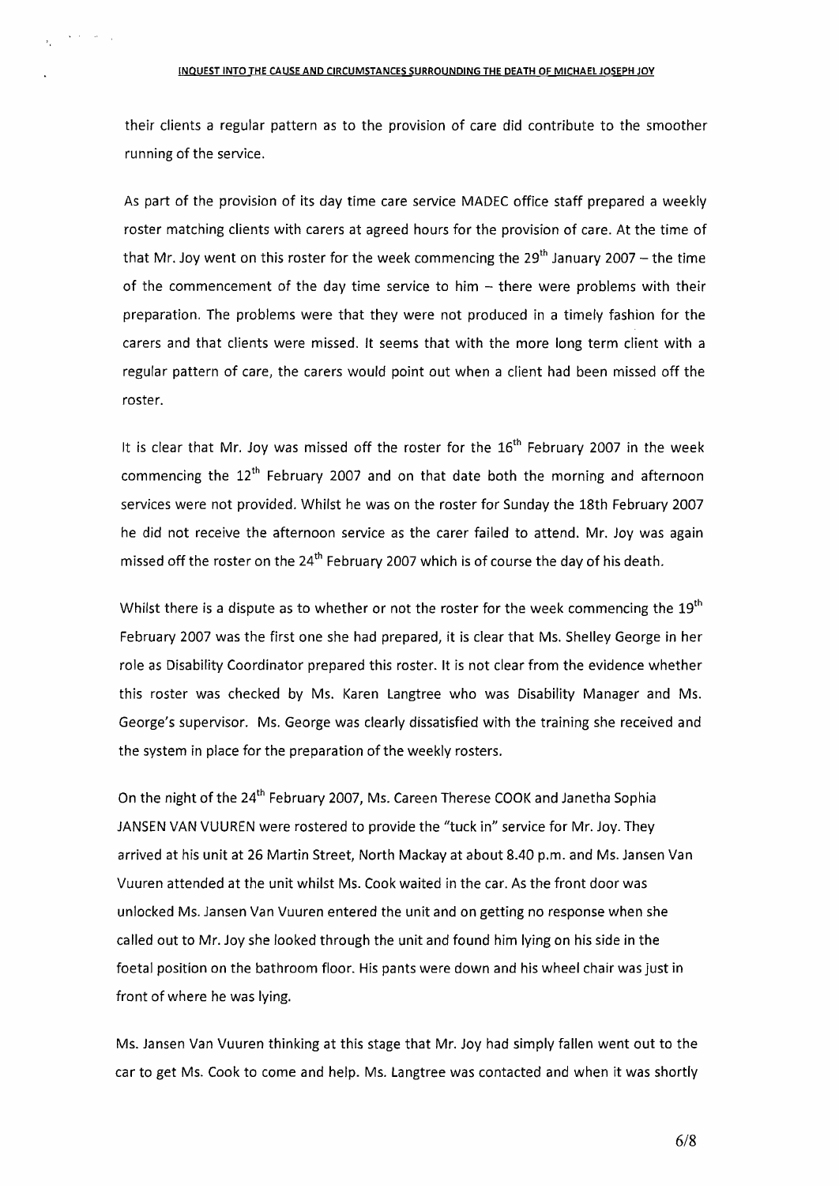their clients a regular pattern as to the provision of care did contribute to the smoother running of the service.

As part of the provision of its day time care service MADEC office staff prepared a weekly roster matching clients with carers at agreed hours for the provision of care. At the time of that Mr. Joy went on this roster for the week commencing the 29th January 2007 – the time of the commencement of the day time service to him – there were problems with their preparation. The problems were that they were not produced in a timely fashion for the carers and that clients were missed. It seems that with the more long term client with a regular pattern of care, the carers would point out when a client had been missed off the roster.

It is clear that Mr. Joy was missed off the roster for the 16th February 2007 in the week commencing the 12th February 2007 and on that date both the morning and afternoon services were not provided. Whilst he was on the roster for Sunday the 18th February 2007 he did not receive the afternoon service as the carer failed to attend. Mr. Joy was again missed off the roster on the 24th February 2007 which is of course the day of his death.

Whilst there is a dispute as to whether or not the roster for the week commencing the 19th February 2007 was the first one she had prepared, it is clear that Ms. Shelley George in her role as Disability Coordinator prepared this roster. It is not clear from the evidence whether this roster was checked by Ms. Karen Langtree who was Disability Manager and Ms. George's supervisor. Ms. George was clearly dissatisfied with the training she received and the system in place for the preparation of the weekly rosters.

On the night of the 24th February 2007, Ms. Careen Therese COOK and Janetha Sophia JANSEN VAN VUUREN were rostered to provide the "tuck in" service for Mr. Joy. They arrived at his unit at 26 Martin Street, North Mackay at about 8.40 p.m. and Ms. Jansen Van Vuuren attended at the unit whilst Ms. Cook waited in the car. As the front door was unlocked Ms. Jansen Van Vuuren entered the unit and on getting no response when she called out to Mr. Joy she looked through the unit and found him lying on his side in the foetal position on the bathroom floor. His pants were down and his wheel chair was just in front of where he was lying.

Ms. Jansen Van Vuuren thinking at this stage that Mr. Joy had simply fallen went out to the car to get Ms. Cook to come and help. Ms. Langtree was contacted and when it was shortly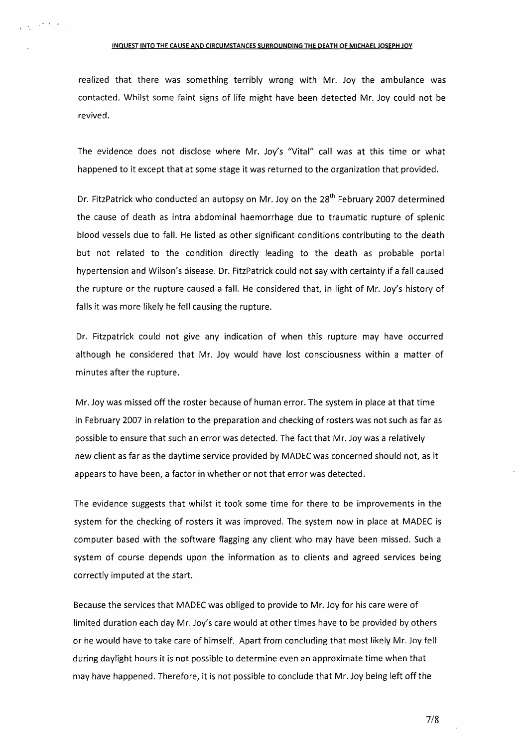realized that there was something terribly wrong with Mr. Joy the ambulance was contacted. Whilst some faint signs of life might have been detected Mr. Joy could not be revived.

The evidence does not disclose where Mr. Joy's "Vital" call was at this time or what happened to it except that at some stage it was returned to the organization that provided.

Dr. FitzPatrick who conducted an autopsy on Mr. Joy on the 28th February 2007 determined the cause of death as intra abdominal haemorrhage due to traumatic rupture of splenic blood vessels due to fall. He listed as other significant conditions contributing to the death but not related to the condition directly leading to the death as probable portal hypertension and Wilson's disease. Dr. FitzPatrick could not say with certainty if a fall caused the rupture or the rupture caused a fall. He considered that, in light of Mr. Joy's history of falls it was more likely he fell causing the rupture.

Dr. Fitzpatrick could not give any indication of when this rupture may have occurred although he considered that Mr. Joy would have lost consciousness within a matter of minutes after the rupture.

Mr. Joy was missed off the roster because of human error. The system in place at that time in February 2007 in relation to the preparation and checking of rosters was not such as far as possible to ensure that such an error was detected. The fact that Mr. Joy was a relatively new client as far as the daytime service provided by MADEC was concerned should not, as it appears to have been, a factor in whether or not that error was detected.

The evidence suggests that whilst it took some time for there to be improvements in the system for the checking of rosters it was improved. The system now in place at MADEC is computer based with the software flagging any client who may have been missed. Such a system of course depends upon the information as to clients and agreed services being correctly imputed at the start.

Because the services that MADEC was obliged to provide to Mr. Joy for his care were of limited duration each day Mr. Joy's care would at other times have to be provided by others or he would have to take care of himself. Apart from concluding that most likely Mr. Joy fell during daylight hours it is not possible to determine even an approximate time when that may have happened. Therefore, it is not possible to conclude that Mr. Joy being left off the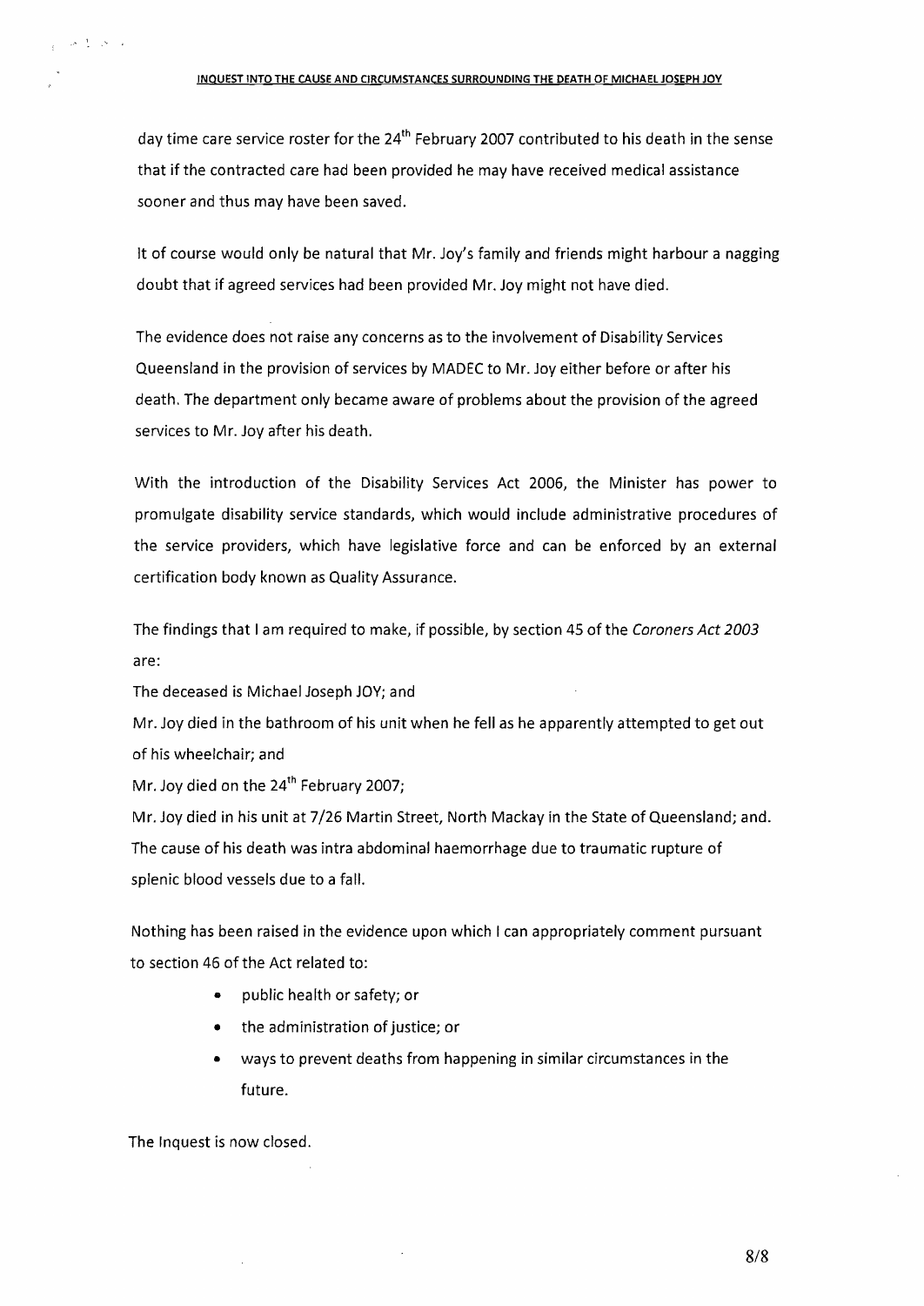day time care service roster for the 24th February 2007 contributed to his death in the sense that if the contracted care had been provided he may have received medical assistance sooner and thus may have been saved.

It of course would only be natural that Mr. Joy's family and friends might harbour a nagging doubt that if agreed services had been provided Mr. Joy might not have died.

The evidence does not raise any concerns as to the involvement of Disability Services Queensland in the provision of services by MADEC to Mr. Joy either before or after his death. The department only became aware of problems about the provision of the agreed services to Mr. Joy after his death.

With the introduction of the Disability Services Act 2006, the Minister has power to promulgate disability service standards, which would include administrative procedures of the service providers, which have legislative force and can be enforced by an external certification body known as Quality Assurance.

The findings that I am required to make, if possible, by section 45 of the *Coroners Act 2003* are:

The deceased is Michael Joseph JOY; and

Mr. Joy died in the bathroom of his unit when he fell as he apparently attempted to get out of his wheelchair; and

Mr. Joy died on the 24th February 2007;

Mr. Joy died in his unit at 7/26 Martin Street, North Mackay in the State of Queensland; and.

The cause of his death was intra abdominal haemorrhage due to traumatic rupture of splenic blood vessels due to a fall.

Nothing has been raised in the evidence upon which I can appropriately comment pursuant to section 46 of the Act related to:

- public health or safety; or
- the administration of justice; or
- ways to prevent deaths from happening in similar circumstances in the future.

The Inquest is now closed.